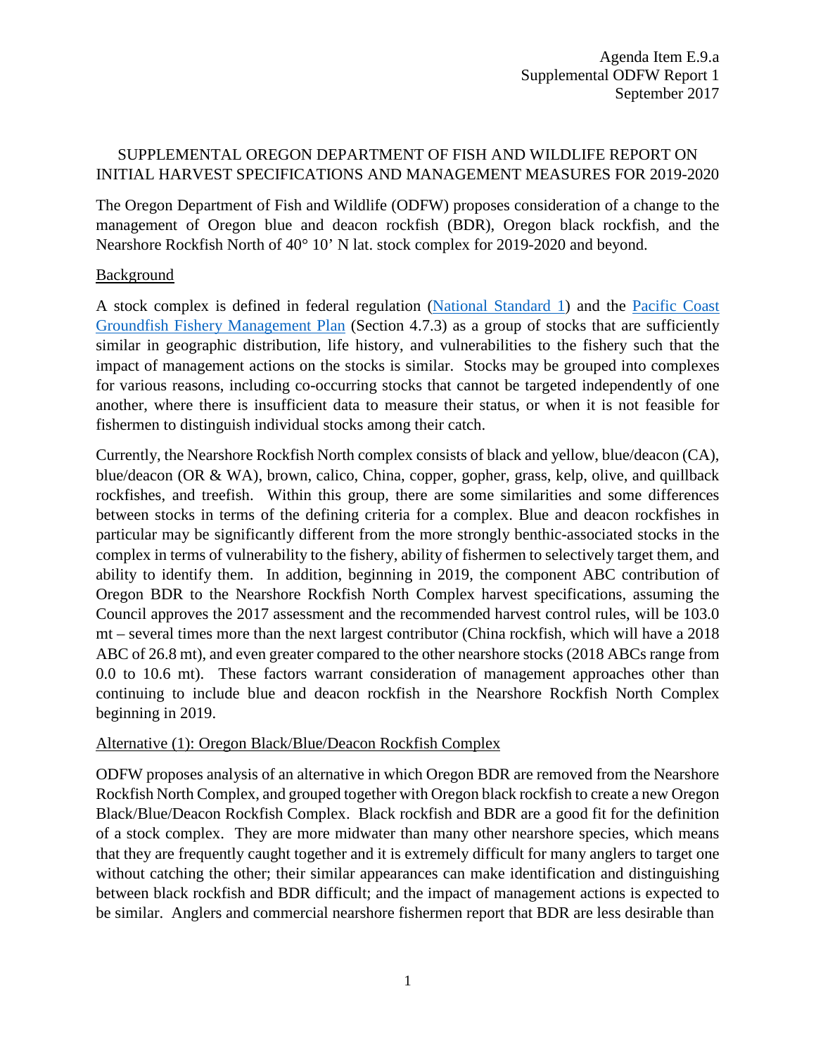Agenda Item E.9.a
Supplemental ODFW Report 1
September 2017

# SUPPLEMENTAL OREGON DEPARTMENT OF FISH AND WILDLIFE REPORT ON INITIAL HARVEST SPECIFICATIONS AND MANAGEMENT MEASURES FOR 2019-2020

The Oregon Department of Fish and Wildlife (ODFW) proposes consideration of a change to the management of Oregon blue and deacon rockfish (BDR), Oregon black rockfish, and the Nearshore Rockfish North of 40° 10' N lat. stock complex for 2019-2020 and beyond.

## Background

A stock complex is defined in federal regulation (National Standard 1) and the Pacific Coast Groundfish Fishery Management Plan (Section 4.7.3) as a group of stocks that are sufficiently similar in geographic distribution, life history, and vulnerabilities to the fishery such that the impact of management actions on the stocks is similar. Stocks may be grouped into complexes for various reasons, including co-occurring stocks that cannot be targeted independently of one another, where there is insufficient data to measure their status, or when it is not feasible for fishermen to distinguish individual stocks among their catch.

Currently, the Nearshore Rockfish North complex consists of black and yellow, blue/deacon (CA), blue/deacon (OR & WA), brown, calico, China, copper, gopher, grass, kelp, olive, and quillback rockfishes, and treefish. Within this group, there are some similarities and some differences between stocks in terms of the defining criteria for a complex. Blue and deacon rockfishes in particular may be significantly different from the more strongly benthic-associated stocks in the complex in terms of vulnerability to the fishery, ability of fishermen to selectively target them, and ability to identify them. In addition, beginning in 2019, the component ABC contribution of Oregon BDR to the Nearshore Rockfish North Complex harvest specifications, assuming the Council approves the 2017 assessment and the recommended harvest control rules, will be 103.0 mt – several times more than the next largest contributor (China rockfish, which will have a 2018 ABC of 26.8 mt), and even greater compared to the other nearshore stocks (2018 ABCs range from 0.0 to 10.6 mt). These factors warrant consideration of management approaches other than continuing to include blue and deacon rockfish in the Nearshore Rockfish North Complex beginning in 2019.

## Alternative (1): Oregon Black/Blue/Deacon Rockfish Complex

ODFW proposes analysis of an alternative in which Oregon BDR are removed from the Nearshore Rockfish North Complex, and grouped together with Oregon black rockfish to create a new Oregon Black/Blue/Deacon Rockfish Complex. Black rockfish and BDR are a good fit for the definition of a stock complex. They are more midwater than many other nearshore species, which means that they are frequently caught together and it is extremely difficult for many anglers to target one without catching the other; their similar appearances can make identification and distinguishing between black rockfish and BDR difficult; and the impact of management actions is expected to be similar. Anglers and commercial nearshore fishermen report that BDR are less desirable than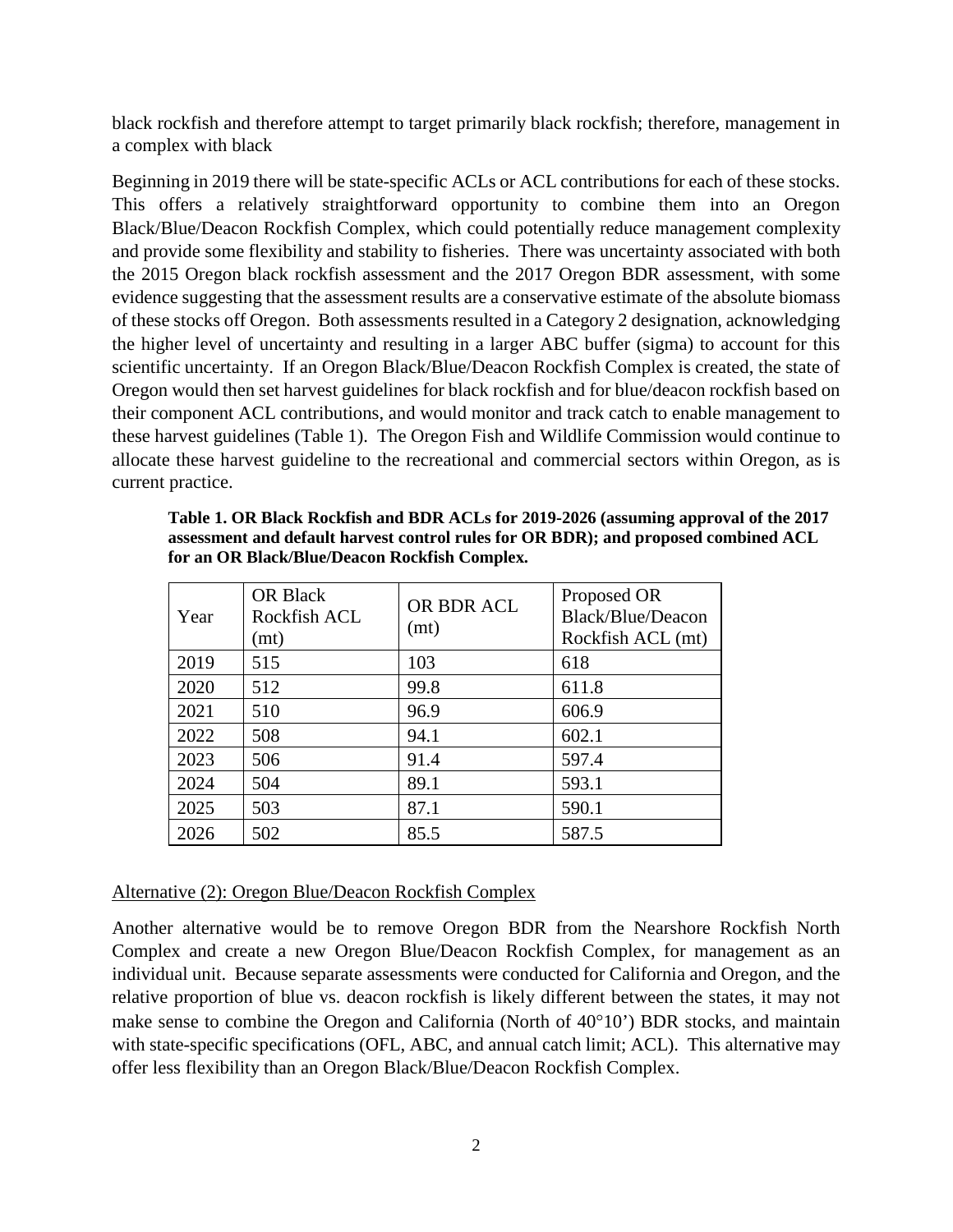black rockfish and therefore attempt to target primarily black rockfish; therefore, management in a complex with black

Beginning in 2019 there will be state-specific ACLs or ACL contributions for each of these stocks. This offers a relatively straightforward opportunity to combine them into an Oregon Black/Blue/Deacon Rockfish Complex, which could potentially reduce management complexity and provide some flexibility and stability to fisheries. There was uncertainty associated with both the 2015 Oregon black rockfish assessment and the 2017 Oregon BDR assessment, with some evidence suggesting that the assessment results are a conservative estimate of the absolute biomass of these stocks off Oregon. Both assessments resulted in a Category 2 designation, acknowledging the higher level of uncertainty and resulting in a larger ABC buffer (sigma) to account for this scientific uncertainty. If an Oregon Black/Blue/Deacon Rockfish Complex is created, the state of Oregon would then set harvest guidelines for black rockfish and for blue/deacon rockfish based on their component ACL contributions, and would monitor and track catch to enable management to these harvest guidelines (Table 1). The Oregon Fish and Wildlife Commission would continue to allocate these harvest guideline to the recreational and commercial sectors within Oregon, as is current practice.

**Table 1. OR Black Rockfish and BDR ACLs for 2019-2026 (assuming approval of the 2017 assessment and default harvest control rules for OR BDR); and proposed combined ACL for an OR Black/Blue/Deacon Rockfish Complex.**

| Year | OR Black Rockfish ACL (mt) | OR BDR ACL (mt) | Proposed OR Black/Blue/Deacon Rockfish ACL (mt) |
|---|---|---|---|
| 2019 | 515 | 103 | 618 |
| 2020 | 512 | 99.8 | 611.8 |
| 2021 | 510 | 96.9 | 606.9 |
| 2022 | 508 | 94.1 | 602.1 |
| 2023 | 506 | 91.4 | 597.4 |
| 2024 | 504 | 89.1 | 593.1 |
| 2025 | 503 | 87.1 | 590.1 |
| 2026 | 502 | 85.5 | 587.5 |

Alternative (2): Oregon Blue/Deacon Rockfish Complex

Another alternative would be to remove Oregon BDR from the Nearshore Rockfish North Complex and create a new Oregon Blue/Deacon Rockfish Complex, for management as an individual unit. Because separate assessments were conducted for California and Oregon, and the relative proportion of blue vs. deacon rockfish is likely different between the states, it may not make sense to combine the Oregon and California (North of 40°10') BDR stocks, and maintain with state-specific specifications (OFL, ABC, and annual catch limit; ACL). This alternative may offer less flexibility than an Oregon Black/Blue/Deacon Rockfish Complex.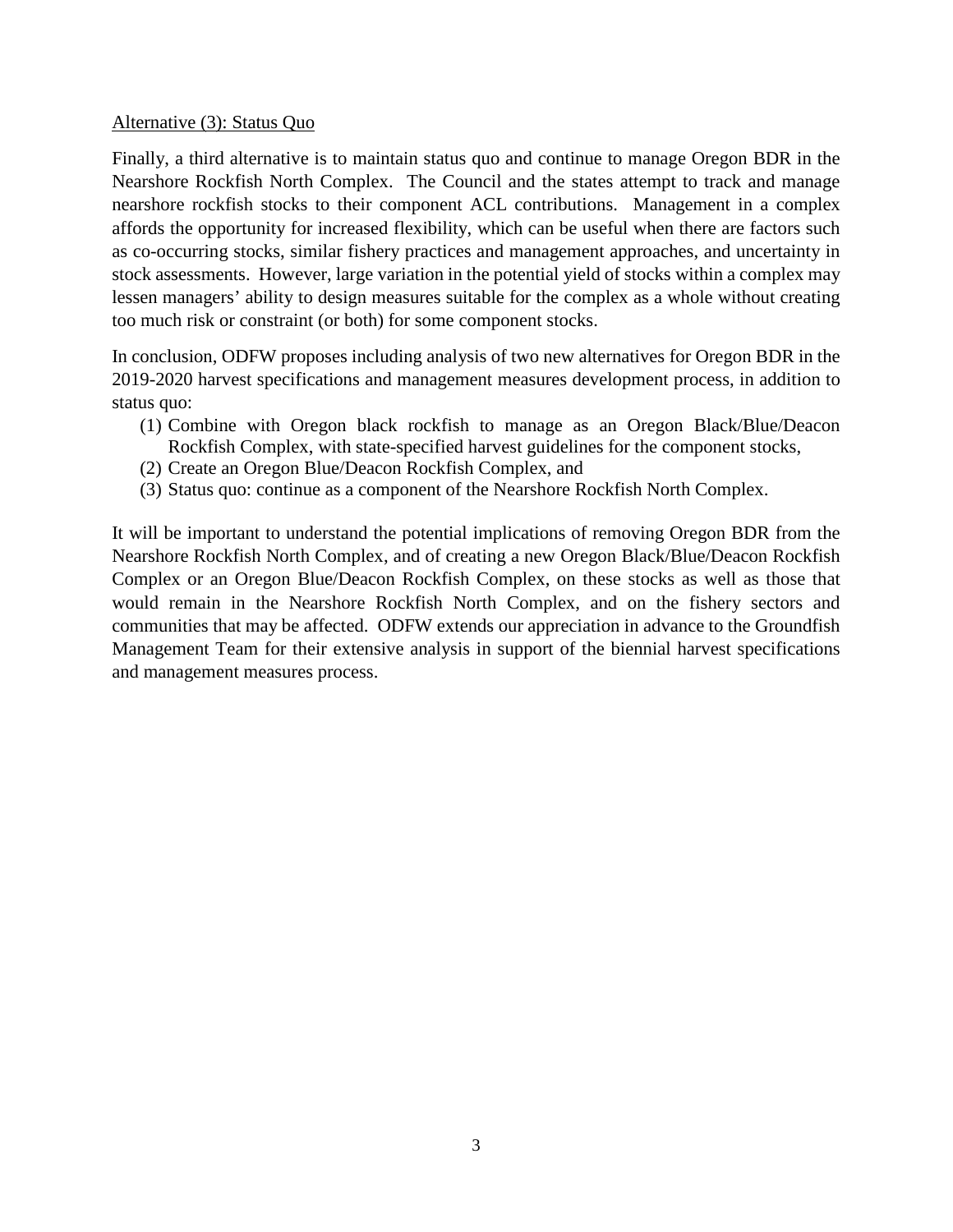Alternative (3): Status Quo

Finally, a third alternative is to maintain status quo and continue to manage Oregon BDR in the Nearshore Rockfish North Complex. The Council and the states attempt to track and manage nearshore rockfish stocks to their component ACL contributions. Management in a complex affords the opportunity for increased flexibility, which can be useful when there are factors such as co-occurring stocks, similar fishery practices and management approaches, and uncertainty in stock assessments. However, large variation in the potential yield of stocks within a complex may lessen managers' ability to design measures suitable for the complex as a whole without creating too much risk or constraint (or both) for some component stocks.

In conclusion, ODFW proposes including analysis of two new alternatives for Oregon BDR in the 2019-2020 harvest specifications and management measures development process, in addition to status quo:

(1) Combine with Oregon black rockfish to manage as an Oregon Black/Blue/Deacon Rockfish Complex, with state-specified harvest guidelines for the component stocks,
(2) Create an Oregon Blue/Deacon Rockfish Complex, and
(3) Status quo: continue as a component of the Nearshore Rockfish North Complex.

It will be important to understand the potential implications of removing Oregon BDR from the Nearshore Rockfish North Complex, and of creating a new Oregon Black/Blue/Deacon Rockfish Complex or an Oregon Blue/Deacon Rockfish Complex, on these stocks as well as those that would remain in the Nearshore Rockfish North Complex, and on the fishery sectors and communities that may be affected. ODFW extends our appreciation in advance to the Groundfish Management Team for their extensive analysis in support of the biennial harvest specifications and management measures process.